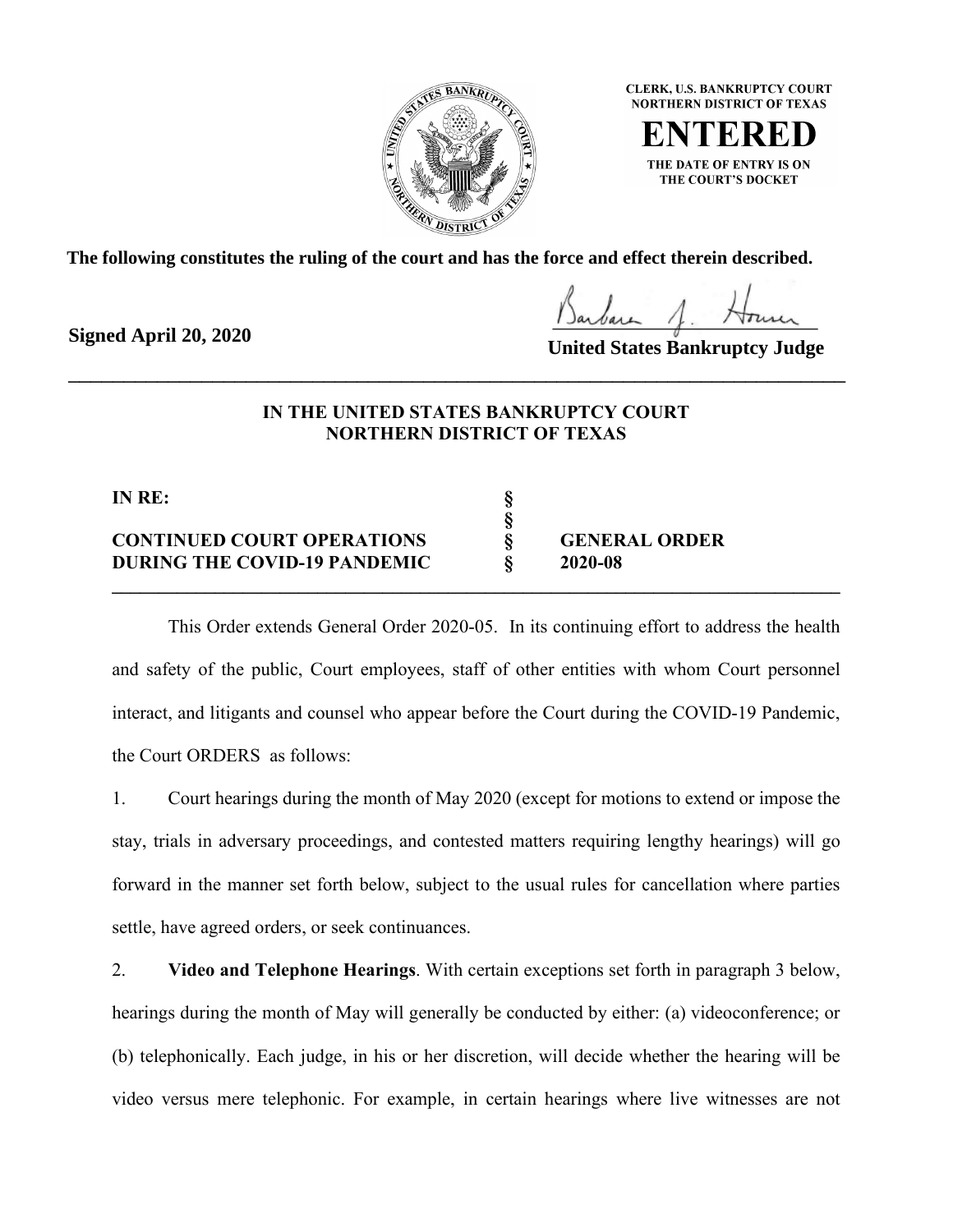CLERK, U.S. BANKRUPTCY COURT
NORTHERN DISTRICT OF TEXAS

**ENTERED**

THE DATE OF ENTRY IS ON THE COURT'S DOCKET

**The following constitutes the ruling of the court and has the force and effect therein described.**

**Signed April 20, 2020**

**United States Bankruptcy Judge**

---

**IN THE UNITED STATES BANKRUPTCY COURT**
**NORTHERN DISTRICT OF TEXAS**

| | | |
|---|---|---|
| **IN RE:** | **§** | |
| | **§** | |
| **CONTINUED COURT OPERATIONS** | **§** | **GENERAL ORDER** |
| **DURING THE COVID-19 PANDEMIC** | **§** | **2020-08** |

---

This Order extends General Order 2020-05. In its continuing effort to address the health and safety of the public, Court employees, staff of other entities with whom Court personnel interact, and litigants and counsel who appear before the Court during the COVID-19 Pandemic, the Court ORDERS as follows:

1. Court hearings during the month of May 2020 (except for motions to extend or impose the stay, trials in adversary proceedings, and contested matters requiring lengthy hearings) will go forward in the manner set forth below, subject to the usual rules for cancellation where parties settle, have agreed orders, or seek continuances.

2. **Video and Telephone Hearings**. With certain exceptions set forth in paragraph 3 below, hearings during the month of May will generally be conducted by either: (a) videoconference; or (b) telephonically. Each judge, in his or her discretion, will decide whether the hearing will be video versus mere telephonic. For example, in certain hearings where live witnesses are not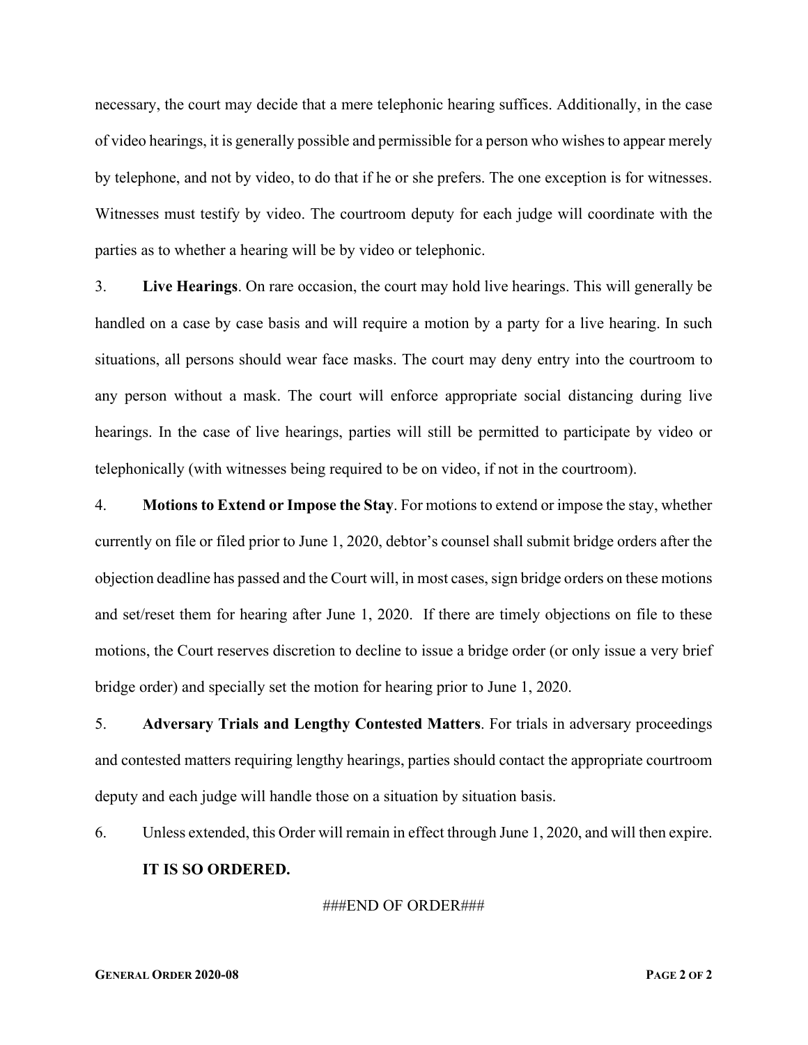necessary, the court may decide that a mere telephonic hearing suffices. Additionally, in the case of video hearings, it is generally possible and permissible for a person who wishes to appear merely by telephone, and not by video, to do that if he or she prefers. The one exception is for witnesses. Witnesses must testify by video. The courtroom deputy for each judge will coordinate with the parties as to whether a hearing will be by video or telephonic.

3. **Live Hearings**. On rare occasion, the court may hold live hearings. This will generally be handled on a case by case basis and will require a motion by a party for a live hearing. In such situations, all persons should wear face masks. The court may deny entry into the courtroom to any person without a mask. The court will enforce appropriate social distancing during live hearings. In the case of live hearings, parties will still be permitted to participate by video or telephonically (with witnesses being required to be on video, if not in the courtroom).

4. **Motions to Extend or Impose the Stay**. For motions to extend or impose the stay, whether currently on file or filed prior to June 1, 2020, debtor's counsel shall submit bridge orders after the objection deadline has passed and the Court will, in most cases, sign bridge orders on these motions and set/reset them for hearing after June 1, 2020. If there are timely objections on file to these motions, the Court reserves discretion to decline to issue a bridge order (or only issue a very brief bridge order) and specially set the motion for hearing prior to June 1, 2020.

5. **Adversary Trials and Lengthy Contested Matters**. For trials in adversary proceedings and contested matters requiring lengthy hearings, parties should contact the appropriate courtroom deputy and each judge will handle those on a situation by situation basis.

6. Unless extended, this Order will remain in effect through June 1, 2020, and will then expire.

**IT IS SO ORDERED.**

###END OF ORDER###